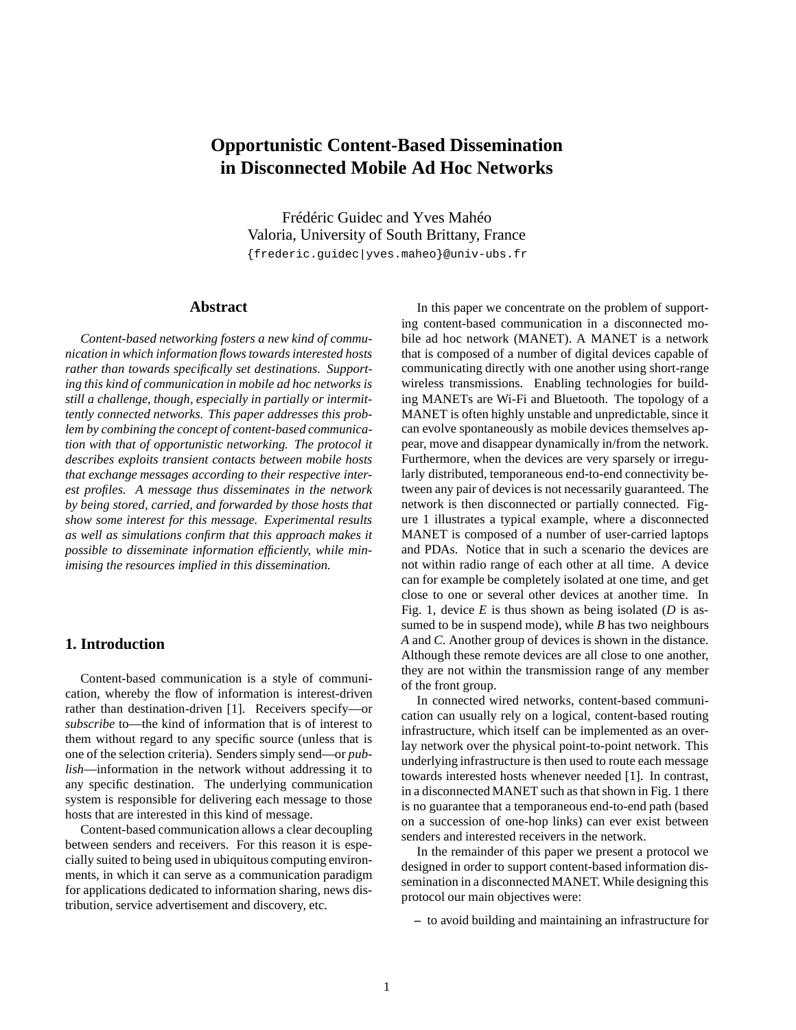# Opportunistic Content-Based Dissemination in Disconnected Mobile Ad Hoc Networks

Frédéric Guidec and Yves Mahéo
Valoria, University of South Brittany, France
{frederic.guidec|yves.maheo}@univ-ubs.fr

## Abstract

*Content-based networking fosters a new kind of communication in which information flows towards interested hosts rather than towards specifically set destinations. Supporting this kind of communication in mobile ad hoc networks is still a challenge, though, especially in partially or intermittently connected networks. This paper addresses this problem by combining the concept of content-based communication with that of opportunistic networking. The protocol it describes exploits transient contacts between mobile hosts that exchange messages according to their respective interest profiles. A message thus disseminates in the network by being stored, carried, and forwarded by those hosts that show some interest for this message. Experimental results as well as simulations confirm that this approach makes it possible to disseminate information efficiently, while minimising the resources implied in this dissemination.*

## 1. Introduction

Content-based communication is a style of communication, whereby the flow of information is interest-driven rather than destination-driven [1]. Receivers specify—or *subscribe* to—the kind of information that is of interest to them without regard to any specific source (unless that is one of the selection criteria). Senders simply send—or *publish*—information in the network without addressing it to any specific destination. The underlying communication system is responsible for delivering each message to those hosts that are interested in this kind of message.

Content-based communication allows a clear decoupling between senders and receivers. For this reason it is especially suited to being used in ubiquitous computing environments, in which it can serve as a communication paradigm for applications dedicated to information sharing, news distribution, service advertisement and discovery, etc.

In this paper we concentrate on the problem of supporting content-based communication in a disconnected mobile ad hoc network (MANET). A MANET is a network that is composed of a number of digital devices capable of communicating directly with one another using short-range wireless transmissions. Enabling technologies for building MANETs are Wi-Fi and Bluetooth. The topology of a MANET is often highly unstable and unpredictable, since it can evolve spontaneously as mobile devices themselves appear, move and disappear dynamically in/from the network. Furthermore, when the devices are very sparsely or irregularly distributed, temporaneous end-to-end connectivity between any pair of devices is not necessarily guaranteed. The network is then disconnected or partially connected. Figure 1 illustrates a typical example, where a disconnected MANET is composed of a number of user-carried laptops and PDAs. Notice that in such a scenario the devices are not within radio range of each other at all time. A device can for example be completely isolated at one time, and get close to one or several other devices at another time. In Fig. 1, device *E* is thus shown as being isolated (*D* is assumed to be in suspend mode), while *B* has two neighbours *A* and *C*. Another group of devices is shown in the distance. Although these remote devices are all close to one another, they are not within the transmission range of any member of the front group.

In connected wired networks, content-based communication can usually rely on a logical, content-based routing infrastructure, which itself can be implemented as an overlay network over the physical point-to-point network. This underlying infrastructure is then used to route each message towards interested hosts whenever needed [1]. In contrast, in a disconnected MANET such as that shown in Fig. 1 there is no guarantee that a temporaneous end-to-end path (based on a succession of one-hop links) can ever exist between senders and interested receivers in the network.

In the remainder of this paper we present a protocol we designed in order to support content-based information dissemination in a disconnected MANET. While designing this protocol our main objectives were:

– to avoid building and maintaining an infrastructure for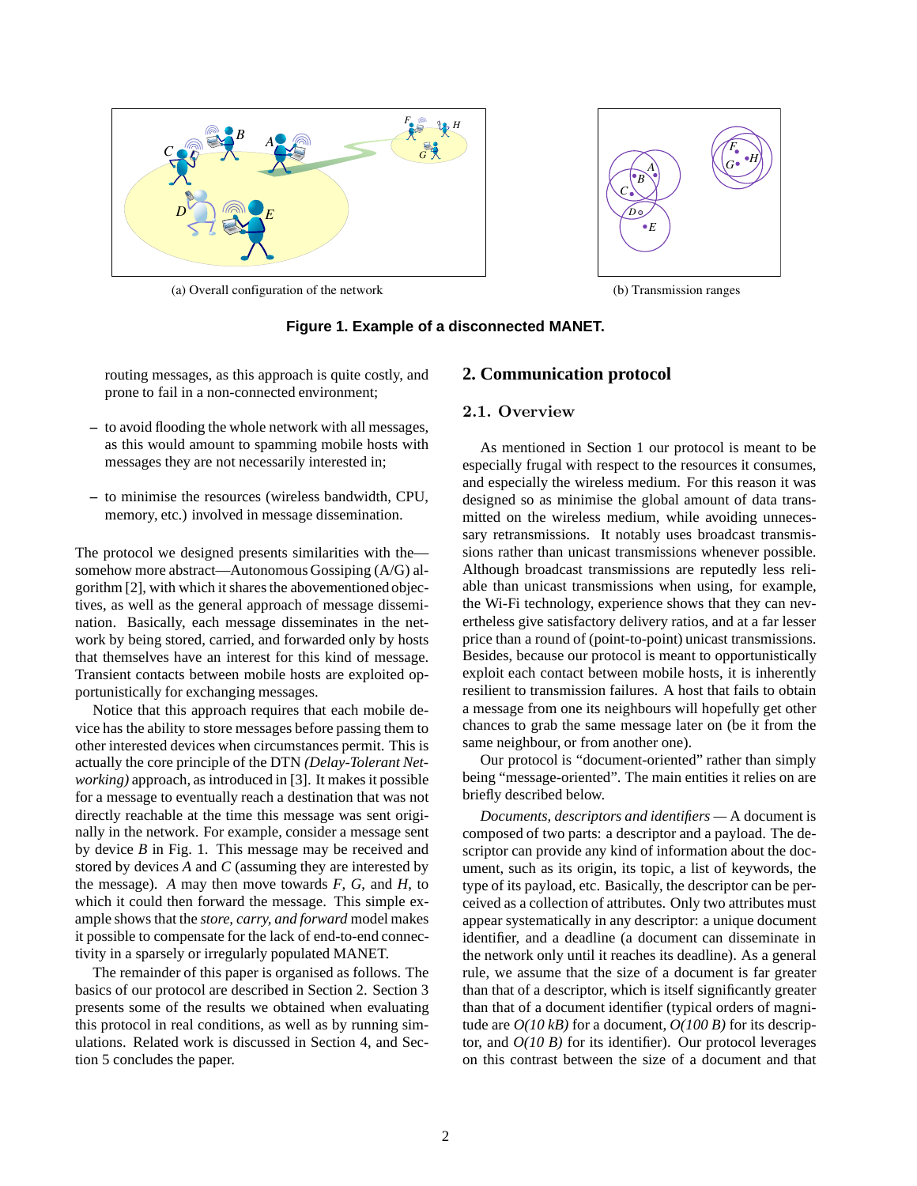(a) Overall configuration of the network

(b) Transmission ranges

**Figure 1. Example of a disconnected MANET.**

routing messages, as this approach is quite costly, and prone to fail in a non-connected environment;

- to avoid flooding the whole network with all messages, as this would amount to spamming mobile hosts with messages they are not necessarily interested in;

- to minimise the resources (wireless bandwidth, CPU, memory, etc.) involved in message dissemination.

The protocol we designed presents similarities with the—somehow more abstract—Autonomous Gossiping (A/G) algorithm [2], with which it shares the abovementioned objectives, as well as the general approach of message dissemination. Basically, each message disseminates in the network by being stored, carried, and forwarded only by hosts that themselves have an interest for this kind of message. Transient contacts between mobile hosts are exploited opportunistically for exchanging messages.

Notice that this approach requires that each mobile device has the ability to store messages before passing them to other interested devices when circumstances permit. This is actually the core principle of the DTN *(Delay-Tolerant Networking)* approach, as introduced in [3]. It makes it possible for a message to eventually reach a destination that was not directly reachable at the time this message was sent originally in the network. For example, consider a message sent by device *B* in Fig. 1. This message may be received and stored by devices *A* and *C* (assuming they are interested by the message). *A* may then move towards *F*, *G*, and *H*, to which it could then forward the message. This simple example shows that the *store, carry, and forward* model makes it possible to compensate for the lack of end-to-end connectivity in a sparsely or irregularly populated MANET.

The remainder of this paper is organised as follows. The basics of our protocol are described in Section 2. Section 3 presents some of the results we obtained when evaluating this protocol in real conditions, as well as by running simulations. Related work is discussed in Section 4, and Section 5 concludes the paper.

## 2. Communication protocol

### 2.1. Overview

As mentioned in Section 1 our protocol is meant to be especially frugal with respect to the resources it consumes, and especially the wireless medium. For this reason it was designed so as minimise the global amount of data transmitted on the wireless medium, while avoiding unnecessary retransmissions. It notably uses broadcast transmissions rather than unicast transmissions whenever possible. Although broadcast transmissions are reputedly less reliable than unicast transmissions when using, for example, the Wi-Fi technology, experience shows that they can nevertheless give satisfactory delivery ratios, and at a far lesser price than a round of (point-to-point) unicast transmissions. Besides, because our protocol is meant to opportunistically exploit each contact between mobile hosts, it is inherently resilient to transmission failures. A host that fails to obtain a message from one its neighbours will hopefully get other chances to grab the same message later on (be it from the same neighbour, or from another one).

Our protocol is "document-oriented" rather than simply being "message-oriented". The main entities it relies on are briefly described below.

*Documents, descriptors and identifiers* — A document is composed of two parts: a descriptor and a payload. The descriptor can provide any kind of information about the document, such as its origin, its topic, a list of keywords, the type of its payload, etc. Basically, the descriptor can be perceived as a collection of attributes. Only two attributes must appear systematically in any descriptor: a unique document identifier, and a deadline (a document can disseminate in the network only until it reaches its deadline). As a general rule, we assume that the size of a document is far greater than that of a descriptor, which is itself significantly greater than that of a document identifier (typical orders of magnitude are *O(10 kB)* for a document, *O(100 B)* for its descriptor, and *O(10 B)* for its identifier). Our protocol leverages on this contrast between the size of a document and that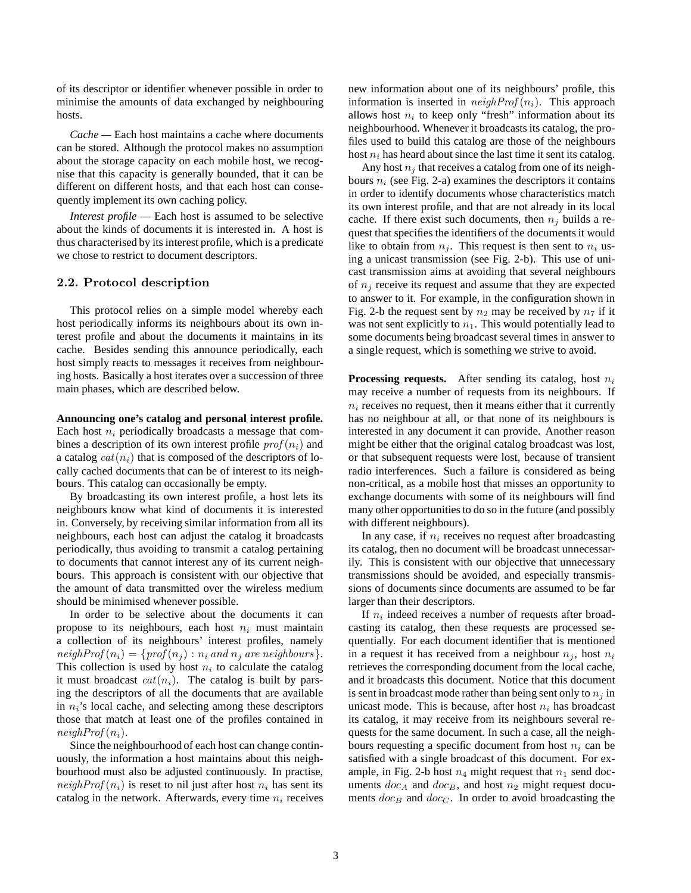of its descriptor or identifier whenever possible in order to minimise the amounts of data exchanged by neighbouring hosts.

*Cache* — Each host maintains a cache where documents can be stored. Although the protocol makes no assumption about the storage capacity on each mobile host, we recognise that this capacity is generally bounded, that it can be different on different hosts, and that each host can consequently implement its own caching policy.

*Interest profile* — Each host is assumed to be selective about the kinds of documents it is interested in. A host is thus characterised by its interest profile, which is a predicate we chose to restrict to document descriptors.

## 2.2. Protocol description

This protocol relies on a simple model whereby each host periodically informs its neighbours about its own interest profile and about the documents it maintains in its cache. Besides sending this announce periodically, each host simply reacts to messages it receives from neighbouring hosts. Basically a host iterates over a succession of three main phases, which are described below.

**Announcing one's catalog and personal interest profile.** Each host $n_i$ periodically broadcasts a message that combines a description of its own interest profile $prof(n_i)$ and a catalog $cat(n_i)$ that is composed of the descriptors of locally cached documents that can be of interest to its neighbours. This catalog can occasionally be empty.

By broadcasting its own interest profile, a host lets its neighbours know what kind of documents it is interested in. Conversely, by receiving similar information from all its neighbours, each host can adjust the catalog it broadcasts periodically, thus avoiding to transmit a catalog pertaining to documents that cannot interest any of its current neighbours. This approach is consistent with our objective that the amount of data transmitted over the wireless medium should be minimised whenever possible.

In order to be selective about the documents it can propose to its neighbours, each host $n_i$ must maintain a collection of its neighbours' interest profiles, namely $neighProf(n_i) = \{prof(n_j) : n_i \text{ and } n_j \text{ are neighbours}\}$. This collection is used by host $n_i$ to calculate the catalog it must broadcast $cat(n_i)$. The catalog is built by parsing the descriptors of all the documents that are available in $n_i$'s local cache, and selecting among these descriptors those that match at least one of the profiles contained in $neighProf(n_i)$.

Since the neighbourhood of each host can change continuously, the information a host maintains about this neighbourhood must also be adjusted continuously. In practise, $neighProf(n_i)$ is reset to nil just after host $n_i$ has sent its catalog in the network. Afterwards, every time $n_i$ receives new information about one of its neighbours' profile, this information is inserted in $neighProf(n_i)$. This approach allows host $n_i$ to keep only "fresh" information about its neighbourhood. Whenever it broadcasts its catalog, the profiles used to build this catalog are those of the neighbours host $n_i$ has heard about since the last time it sent its catalog.

Any host $n_j$ that receives a catalog from one of its neighbours $n_i$ (see Fig. 2-a) examines the descriptors it contains in order to identify documents whose characteristics match its own interest profile, and that are not already in its local cache. If there exist such documents, then $n_j$ builds a request that specifies the identifiers of the documents it would like to obtain from $n_j$. This request is then sent to $n_i$ using a unicast transmission (see Fig. 2-b). This use of unicast transmission aims at avoiding that several neighbours of $n_j$ receive its request and assume that they are expected to answer to it. For example, in the configuration shown in Fig. 2-b the request sent by $n_2$ may be received by $n_7$ if it was not sent explicitly to $n_1$. This would potentially lead to some documents being broadcast several times in answer to a single request, which is something we strive to avoid.

**Processing requests.** After sending its catalog, host $n_i$ may receive a number of requests from its neighbours. If $n_i$ receives no request, then it means either that it currently has no neighbour at all, or that none of its neighbours is interested in any document it can provide. Another reason might be either that the original catalog broadcast was lost, or that subsequent requests were lost, because of transient radio interferences. Such a failure is considered as being non-critical, as a mobile host that misses an opportunity to exchange documents with some of its neighbours will find many other opportunities to do so in the future (and possibly with different neighbours).

In any case, if $n_i$ receives no request after broadcasting its catalog, then no document will be broadcast unnecessarily. This is consistent with our objective that unnecessary transmissions should be avoided, and especially transmissions of documents since documents are assumed to be far larger than their descriptors.

If $n_i$ indeed receives a number of requests after broadcasting its catalog, then these requests are processed sequentially. For each document identifier that is mentioned in a request it has received from a neighbour $n_j$, host $n_i$ retrieves the corresponding document from the local cache, and it broadcasts this document. Notice that this document is sent in broadcast mode rather than being sent only to $n_j$ in unicast mode. This is because, after host $n_i$ has broadcast its catalog, it may receive from its neighbours several requests for the same document. In such a case, all the neighbours requesting a specific document from host $n_i$ can be satisfied with a single broadcast of this document. For example, in Fig. 2-b host $n_4$ might request that $n_1$ send documents $doc_A$ and $doc_B$, and host $n_2$ might request documents $doc_B$ and $doc_C$. In order to avoid broadcasting the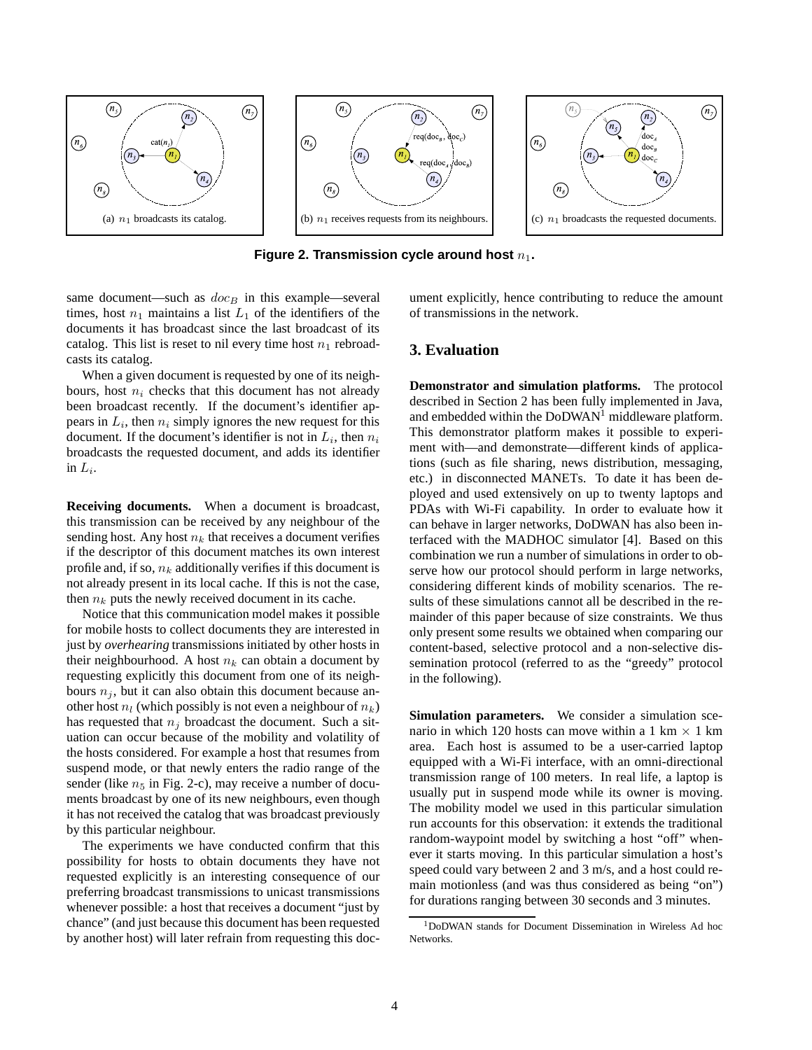(a) $n_1$ broadcasts its catalog.

(b) $n_1$ receives requests from its neighbours.

(c) $n_1$ broadcasts the requested documents.

**Figure 2. Transmission cycle around host $n_1$.**

same document—such as $doc_B$ in this example—several times, host $n_1$ maintains a list $L_1$ of the identifiers of the documents it has broadcast since the last broadcast of its catalog. This list is reset to nil every time host $n_1$ rebroadcasts its catalog.

When a given document is requested by one of its neighbours, host $n_i$ checks that this document has not already been broadcast recently. If the document's identifier appears in $L_i$, then $n_i$ simply ignores the new request for this document. If the document's identifier is not in $L_i$, then $n_i$ broadcasts the requested document, and adds its identifier in $L_i$.

**Receiving documents.** When a document is broadcast, this transmission can be received by any neighbour of the sending host. Any host $n_k$ that receives a document verifies if the descriptor of this document matches its own interest profile and, if so, $n_k$ additionally verifies if this document is not already present in its local cache. If this is not the case, then $n_k$ puts the newly received document in its cache.

Notice that this communication model makes it possible for mobile hosts to collect documents they are interested in just by *overhearing* transmissions initiated by other hosts in their neighbourhood. A host $n_k$ can obtain a document by requesting explicitly this document from one of its neighbours $n_j$, but it can also obtain this document because another host $n_l$ (which possibly is not even a neighbour of $n_k$) has requested that $n_j$ broadcast the document. Such a situation can occur because of the mobility and volatility of the hosts considered. For example a host that resumes from suspend mode, or that newly enters the radio range of the sender (like $n_5$ in Fig. 2-c), may receive a number of documents broadcast by one of its new neighbours, even though it has not received the catalog that was broadcast previously by this particular neighbour.

The experiments we have conducted confirm that this possibility for hosts to obtain documents they have not requested explicitly is an interesting consequence of our preferring broadcast transmissions to unicast transmissions whenever possible: a host that receives a document "just by chance" (and just because this document has been requested by another host) will later refrain from requesting this document explicitly, hence contributing to reduce the amount of transmissions in the network.

## 3. Evaluation

**Demonstrator and simulation platforms.** The protocol described in Section 2 has been fully implemented in Java, and embedded within the DoDWAN[1] middleware platform. This demonstrator platform makes it possible to experiment with—and demonstrate—different kinds of applications (such as file sharing, news distribution, messaging, etc.) in disconnected MANETs. To date it has been deployed and used extensively on up to twenty laptops and PDAs with Wi-Fi capability. In order to evaluate how it can behave in larger networks, DoDWAN has also been interfaced with the MADHOC simulator [4]. Based on this combination we run a number of simulations in order to observe how our protocol should perform in large networks, considering different kinds of mobility scenarios. The results of these simulations cannot all be described in the remainder of this paper because of size constraints. We thus only present some results we obtained when comparing our content-based, selective protocol and a non-selective dissemination protocol (referred to as the "greedy" protocol in the following).

**Simulation parameters.** We consider a simulation scenario in which 120 hosts can move within a 1 km $\times$ 1 km area. Each host is assumed to be a user-carried laptop equipped with a Wi-Fi interface, with an omni-directional transmission range of 100 meters. In real life, a laptop is usually put in suspend mode while its owner is moving. The mobility model we used in this particular simulation run accounts for this observation: it extends the traditional random-waypoint model by switching a host "off" whenever it starts moving. In this particular simulation a host's speed could vary between 2 and 3 m/s, and a host could remain motionless (and was thus considered as being "on") for durations ranging between 30 seconds and 3 minutes.

[1] DoDWAN stands for Document Dissemination in Wireless Ad hoc Networks.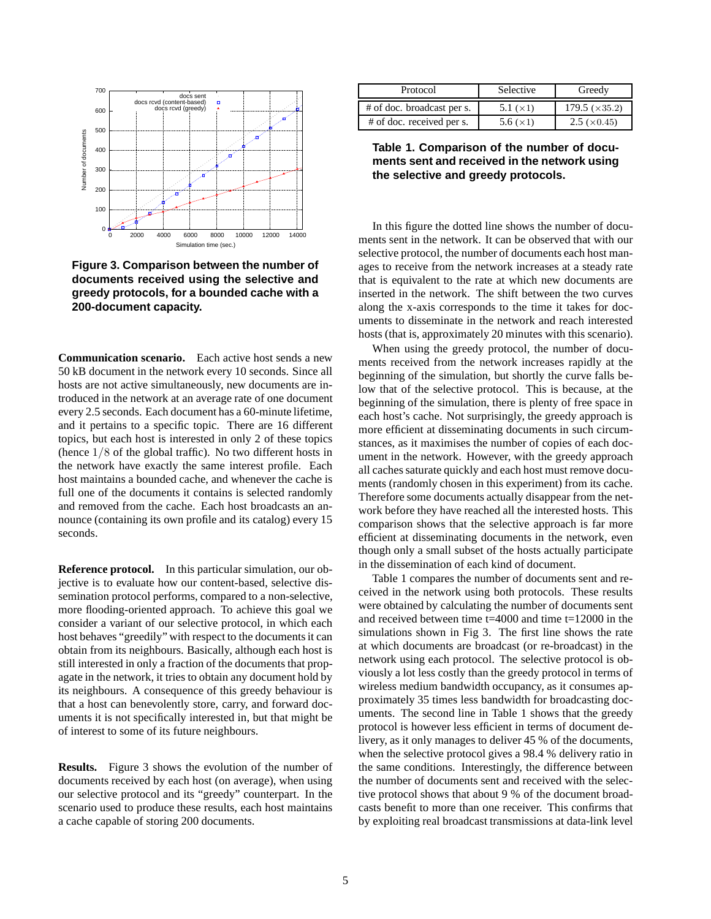**Figure 3. Comparison between the number of documents received using the selective and greedy protocols, for a bounded cache with a 200-document capacity.**

**Communication scenario.** Each active host sends a new 50 kB document in the network every 10 seconds. Since all hosts are not active simultaneously, new documents are introduced in the network at an average rate of one document every 2.5 seconds. Each document has a 60-minute lifetime, and it pertains to a specific topic. There are 16 different topics, but each host is interested in only 2 of these topics (hence $1/8$ of the global traffic). No two different hosts in the network have exactly the same interest profile. Each host maintains a bounded cache, and whenever the cache is full one of the documents it contains is selected randomly and removed from the cache. Each host broadcasts an announce (containing its own profile and its catalog) every 15 seconds.

**Reference protocol.** In this particular simulation, our objective is to evaluate how our content-based, selective dissemination protocol performs, compared to a non-selective, more flooding-oriented approach. To achieve this goal we consider a variant of our selective protocol, in which each host behaves "greedily" with respect to the documents it can obtain from its neighbours. Basically, although each host is still interested in only a fraction of the documents that propagate in the network, it tries to obtain any document hold by its neighbours. A consequence of this greedy behaviour is that a host can benevolently store, carry, and forward documents it is not specifically interested in, but that might be of interest to some of its future neighbours.

**Results.** Figure 3 shows the evolution of the number of documents received by each host (on average), when using our selective protocol and its "greedy" counterpart. In the scenario used to produce these results, each host maintains a cache capable of storing 200 documents.

| Protocol | Selective | Greedy |
|---|---|---|
| # of doc. broadcast per s. | 5.1 ($\times 1$) | 179.5 ($\times 35.2$) |
| # of doc. received per s. | 5.6 ($\times 1$) | 2.5 ($\times 0.45$) |

**Table 1. Comparison of the number of documents sent and received in the network using the selective and greedy protocols.**

In this figure the dotted line shows the number of documents sent in the network. It can be observed that with our selective protocol, the number of documents each host manages to receive from the network increases at a steady rate that is equivalent to the rate at which new documents are inserted in the network. The shift between the two curves along the x-axis corresponds to the time it takes for documents to disseminate in the network and reach interested hosts (that is, approximately 20 minutes with this scenario).

When using the greedy protocol, the number of documents received from the network increases rapidly at the beginning of the simulation, but shortly the curve falls below that of the selective protocol. This is because, at the beginning of the simulation, there is plenty of free space in each host's cache. Not surprisingly, the greedy approach is more efficient at disseminating documents in such circumstances, as it maximises the number of copies of each document in the network. However, with the greedy approach all caches saturate quickly and each host must remove documents (randomly chosen in this experiment) from its cache. Therefore some documents actually disappear from the network before they have reached all the interested hosts. This comparison shows that the selective approach is far more efficient at disseminating documents in the network, even though only a small subset of the hosts actually participate in the dissemination of each kind of document.

Table 1 compares the number of documents sent and received in the network using both protocols. These results were obtained by calculating the number of documents sent and received between time t=4000 and time t=12000 in the simulations shown in Fig 3. The first line shows the rate at which documents are broadcast (or re-broadcast) in the network using each protocol. The selective protocol is obviously a lot less costly than the greedy protocol in terms of wireless medium bandwidth occupancy, as it consumes approximately 35 times less bandwidth for broadcasting documents. The second line in Table 1 shows that the greedy protocol is however less efficient in terms of document delivery, as it only manages to deliver 45 % of the documents, when the selective protocol gives a 98.4 % delivery ratio in the same conditions. Interestingly, the difference between the number of documents sent and received with the selective protocol shows that about 9 % of the document broadcasts benefit to more than one receiver. This confirms that by exploiting real broadcast transmissions at data-link level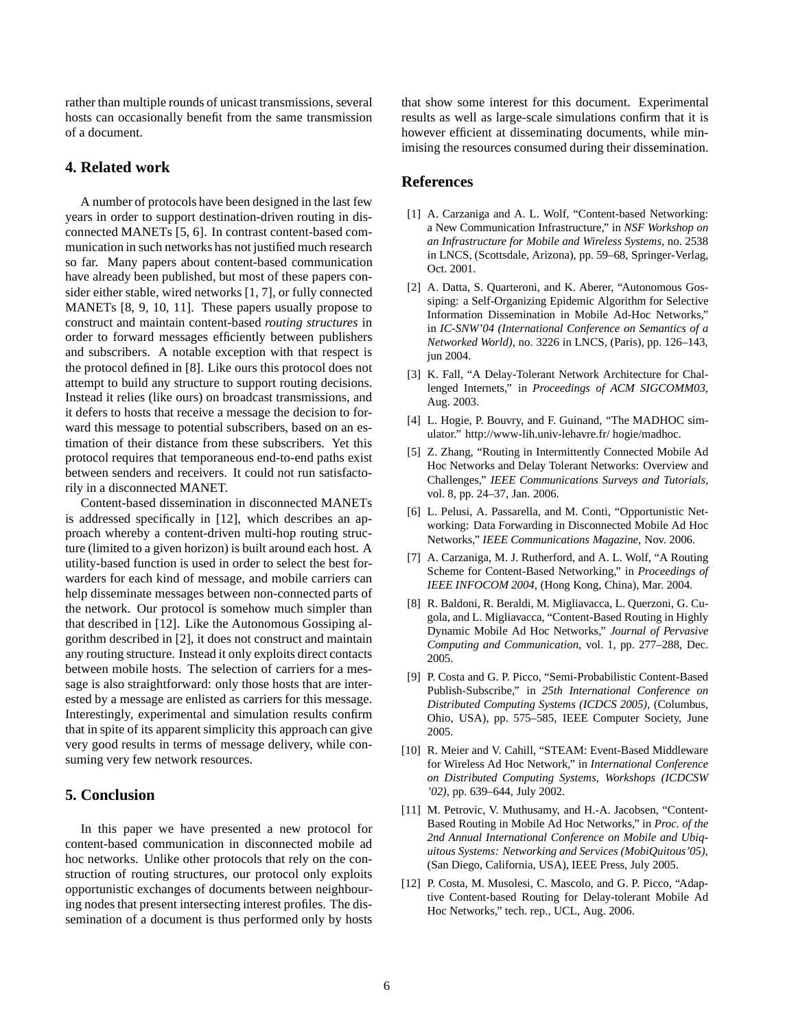rather than multiple rounds of unicast transmissions, several hosts can occasionally benefit from the same transmission of a document.

## 4. Related work

A number of protocols have been designed in the last few years in order to support destination-driven routing in disconnected MANETs [5, 6]. In contrast content-based communication in such networks has not justified much research so far. Many papers about content-based communication have already been published, but most of these papers consider either stable, wired networks [1, 7], or fully connected MANETs [8, 9, 10, 11]. These papers usually propose to construct and maintain content-based *routing structures* in order to forward messages efficiently between publishers and subscribers. A notable exception with that respect is the protocol defined in [8]. Like ours this protocol does not attempt to build any structure to support routing decisions. Instead it relies (like ours) on broadcast transmissions, and it defers to hosts that receive a message the decision to forward this message to potential subscribers, based on an estimation of their distance from these subscribers. Yet this protocol requires that temporaneous end-to-end paths exist between senders and receivers. It could not run satisfactorily in a disconnected MANET.

Content-based dissemination in disconnected MANETs is addressed specifically in [12], which describes an approach whereby a content-driven multi-hop routing structure (limited to a given horizon) is built around each host. A utility-based function is used in order to select the best forwarders for each kind of message, and mobile carriers can help disseminate messages between non-connected parts of the network. Our protocol is somehow much simpler than that described in [12]. Like the Autonomous Gossiping algorithm described in [2], it does not construct and maintain any routing structure. Instead it only exploits direct contacts between mobile hosts. The selection of carriers for a message is also straightforward: only those hosts that are interested by a message are enlisted as carriers for this message. Interestingly, experimental and simulation results confirm that in spite of its apparent simplicity this approach can give very good results in terms of message delivery, while consuming very few network resources.

## 5. Conclusion

In this paper we have presented a new protocol for content-based communication in disconnected mobile ad hoc networks. Unlike other protocols that rely on the construction of routing structures, our protocol only exploits opportunistic exchanges of documents between neighbouring nodes that present intersecting interest profiles. The dissemination of a document is thus performed only by hosts that show some interest for this document. Experimental results as well as large-scale simulations confirm that it is however efficient at disseminating documents, while minimising the resources consumed during their dissemination.

## References

[1] A. Carzaniga and A. L. Wolf, "Content-based Networking: a New Communication Infrastructure," in *NSF Workshop on an Infrastructure for Mobile and Wireless Systems*, no. 2538 in LNCS, (Scottsdale, Arizona), pp. 59–68, Springer-Verlag, Oct. 2001.

[2] A. Datta, S. Quarteroni, and K. Aberer, "Autonomous Gossiping: a Self-Organizing Epidemic Algorithm for Selective Information Dissemination in Mobile Ad-Hoc Networks," in *IC-SNW'04 (International Conference on Semantics of a Networked World)*, no. 3226 in LNCS, (Paris), pp. 126–143, jun 2004.

[3] K. Fall, "A Delay-Tolerant Network Architecture for Challenged Internets," in *Proceedings of ACM SIGCOMM03*, Aug. 2003.

[4] L. Hogie, P. Bouvry, and F. Guinand, "The MADHOC simulator." http://www-lih.univ-lehavre.fr/ hogie/madhoc.

[5] Z. Zhang, "Routing in Intermittently Connected Mobile Ad Hoc Networks and Delay Tolerant Networks: Overview and Challenges," *IEEE Communications Surveys and Tutorials*, vol. 8, pp. 24–37, Jan. 2006.

[6] L. Pelusi, A. Passarella, and M. Conti, "Opportunistic Networking: Data Forwarding in Disconnected Mobile Ad Hoc Networks," *IEEE Communications Magazine*, Nov. 2006.

[7] A. Carzaniga, M. J. Rutherford, and A. L. Wolf, "A Routing Scheme for Content-Based Networking," in *Proceedings of IEEE INFOCOM 2004*, (Hong Kong, China), Mar. 2004.

[8] R. Baldoni, R. Beraldi, M. Migliavacca, L. Querzoni, G. Cugola, and L. Migliavacca, "Content-Based Routing in Highly Dynamic Mobile Ad Hoc Networks," *Journal of Pervasive Computing and Communication*, vol. 1, pp. 277–288, Dec. 2005.

[9] P. Costa and G. P. Picco, "Semi-Probabilistic Content-Based Publish-Subscribe," in *25th International Conference on Distributed Computing Systems (ICDCS 2005)*, (Columbus, Ohio, USA), pp. 575–585, IEEE Computer Society, June 2005.

[10] R. Meier and V. Cahill, "STEAM: Event-Based Middleware for Wireless Ad Hoc Network," in *International Conference on Distributed Computing Systems, Workshops (ICDCSW '02)*, pp. 639–644, July 2002.

[11] M. Petrovic, V. Muthusamy, and H.-A. Jacobsen, "Content-Based Routing in Mobile Ad Hoc Networks," in *Proc. of the 2nd Annual International Conference on Mobile and Ubiquitous Systems: Networking and Services (MobiQuitous'05)*, (San Diego, California, USA), IEEE Press, July 2005.

[12] P. Costa, M. Musolesi, C. Mascolo, and G. P. Picco, "Adaptive Content-based Routing for Delay-tolerant Mobile Ad Hoc Networks," tech. rep., UCL, Aug. 2006.